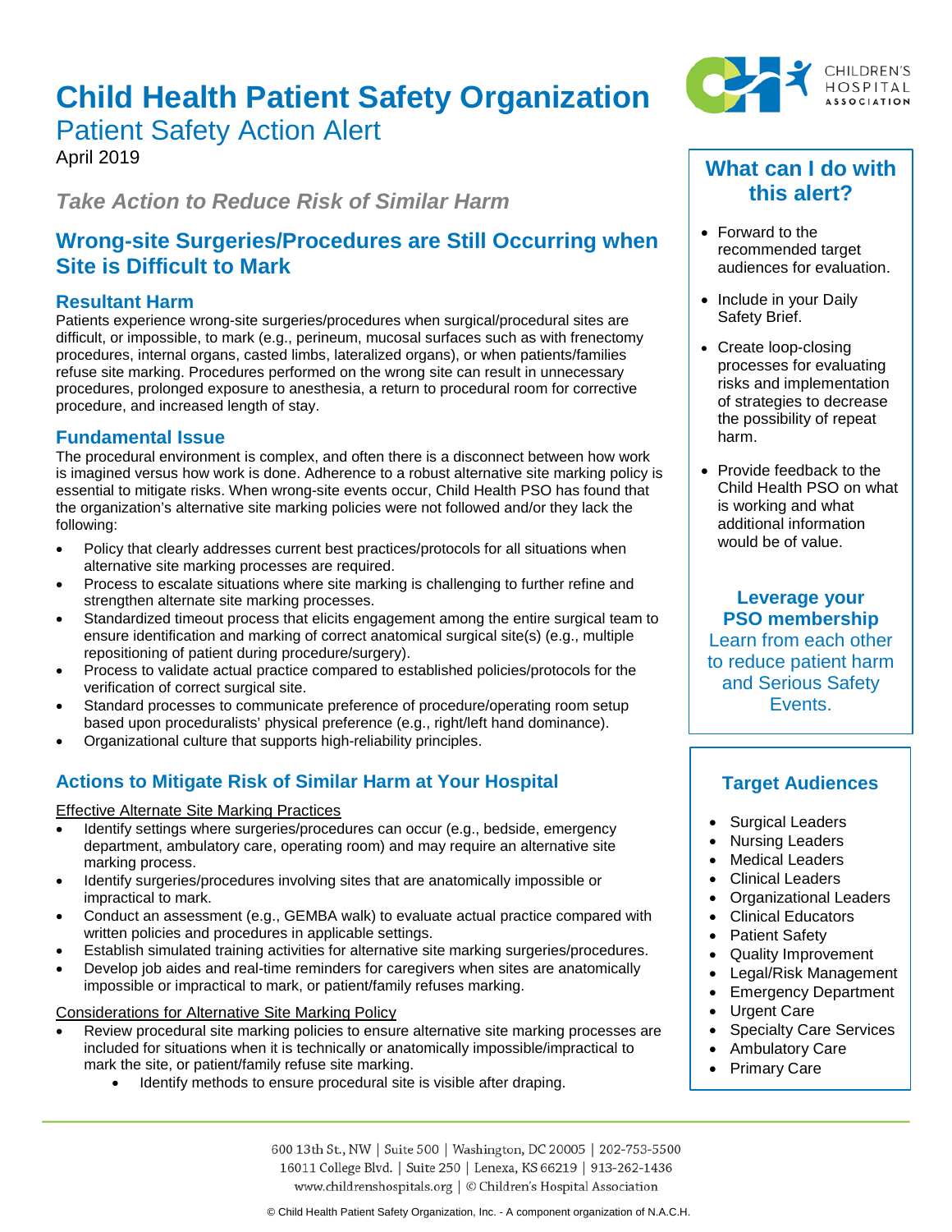# Child Health Patient Safety Organization

## Patient Safety Action Alert

April 2019

### *Take Action to Reduce Risk of Similar Harm*

## Wrong-site Surgeries/Procedures are Still Occurring when Site is Difficult to Mark

### Resultant Harm

Patients experience wrong-site surgeries/procedures when surgical/procedural sites are difficult, or impossible, to mark (e.g., perineum, mucosal surfaces such as with frenectomy procedures, internal organs, casted limbs, lateralized organs), or when patients/families refuse site marking. Procedures performed on the wrong site can result in unnecessary procedures, prolonged exposure to anesthesia, a return to procedural room for corrective procedure, and increased length of stay.

### Fundamental Issue

The procedural environment is complex, and often there is a disconnect between how work is imagined versus how work is done. Adherence to a robust alternative site marking policy is essential to mitigate risks. When wrong-site events occur, Child Health PSO has found that the organization's alternative site marking policies were not followed and/or they lack the following:

- Policy that clearly addresses current best practices/protocols for all situations when alternative site marking processes are required.
- Process to escalate situations where site marking is challenging to further refine and strengthen alternate site marking processes.
- Standardized timeout process that elicits engagement among the entire surgical team to ensure identification and marking of correct anatomical surgical site(s) (e.g., multiple repositioning of patient during procedure/surgery).
- Process to validate actual practice compared to established policies/protocols for the verification of correct surgical site.
- Standard processes to communicate preference of procedure/operating room setup based upon proceduralists' physical preference (e.g., right/left hand dominance).
- Organizational culture that supports high-reliability principles.

### Actions to Mitigate Risk of Similar Harm at Your Hospital

<u>Effective Alternate Site Marking Practices</u>

- Identify settings where surgeries/procedures can occur (e.g., bedside, emergency department, ambulatory care, operating room) and may require an alternative site marking process.
- Identify surgeries/procedures involving sites that are anatomically impossible or impractical to mark.
- Conduct an assessment (e.g., GEMBA walk) to evaluate actual practice compared with written policies and procedures in applicable settings.
- Establish simulated training activities for alternative site marking surgeries/procedures.
- Develop job aides and real-time reminders for caregivers when sites are anatomically impossible or impractical to mark, or patient/family refuses marking.

<u>Considerations for Alternative Site Marking Policy</u>

- Review procedural site marking policies to ensure alternative site marking processes are included for situations when it is technically or anatomically impossible/impractical to mark the site, or patient/family refuse site marking.
  - Identify methods to ensure procedural site is visible after draping.

### What can I do with this alert?

- Forward to the recommended target audiences for evaluation.
- Include in your Daily Safety Brief.
- Create loop-closing processes for evaluating risks and implementation of strategies to decrease the possibility of repeat harm.
- Provide feedback to the Child Health PSO on what is working and what additional information would be of value.

**Leverage your PSO membership**
Learn from each other to reduce patient harm and Serious Safety Events.

### Target Audiences

- Surgical Leaders
- Nursing Leaders
- Medical Leaders
- Clinical Leaders
- Organizational Leaders
- Clinical Educators
- Patient Safety
- Quality Improvement
- Legal/Risk Management
- Emergency Department
- Urgent Care
- Specialty Care Services
- Ambulatory Care
- Primary Care

600 13th St., NW | Suite 500 | Washington, DC 20005 | 202-753-5500
16011 College Blvd. | Suite 250 | Lenexa, KS 66219 | 913-262-1436
www.childrenshospitals.org | © Children's Hospital Association

© Child Health Patient Safety Organization, Inc. - A component organization of N.A.C.H.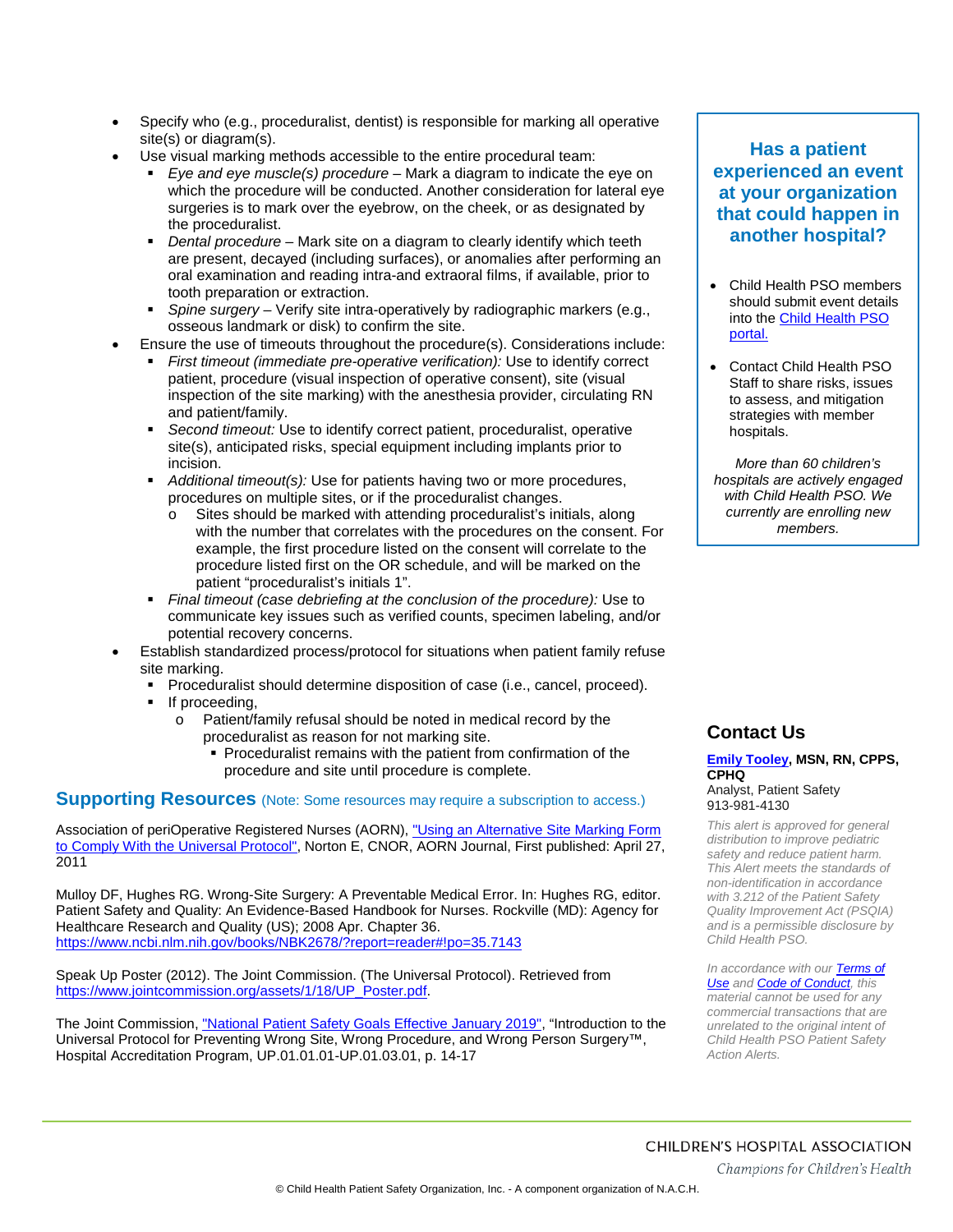- Specify who (e.g., proceduralist, dentist) is responsible for marking all operative site(s) or diagram(s).
- Use visual marking methods accessible to the entire procedural team:
  - *Eye and eye muscle(s) procedure* – Mark a diagram to indicate the eye on which the procedure will be conducted. Another consideration for lateral eye surgeries is to mark over the eyebrow, on the cheek, or as designated by the proceduralist.
  - *Dental procedure* – Mark site on a diagram to clearly identify which teeth are present, decayed (including surfaces), or anomalies after performing an oral examination and reading intra-and extraoral films, if available, prior to tooth preparation or extraction.
  - *Spine surgery* – Verify site intra-operatively by radiographic markers (e.g., osseous landmark or disk) to confirm the site.
- Ensure the use of timeouts throughout the procedure(s). Considerations include:
  - *First timeout (immediate pre-operative verification):* Use to identify correct patient, procedure (visual inspection of operative consent), site (visual inspection of the site marking) with the anesthesia provider, circulating RN and patient/family.
  - *Second timeout:* Use to identify correct patient, proceduralist, operative site(s), anticipated risks, special equipment including implants prior to incision.
  - *Additional timeout(s):* Use for patients having two or more procedures, procedures on multiple sites, or if the proceduralist changes.
    - Sites should be marked with attending proceduralist's initials, along with the number that correlates with the procedures on the consent. For example, the first procedure listed on the consent will correlate to the procedure listed first on the OR schedule, and will be marked on the patient "proceduralist's initials 1".
  - *Final timeout (case debriefing at the conclusion of the procedure):* Use to communicate key issues such as verified counts, specimen labeling, and/or potential recovery concerns.
- Establish standardized process/protocol for situations when patient family refuse site marking.
  - Proceduralist should determine disposition of case (i.e., cancel, proceed).
  - If proceeding,
    - Patient/family refusal should be noted in medical record by the proceduralist as reason for not marking site.
      - Proceduralist remains with the patient from confirmation of the procedure and site until procedure is complete.

## Supporting Resources (Note: Some resources may require a subscription to access.)

Association of periOperative Registered Nurses (AORN), "Using an Alternative Site Marking Form to Comply With the Universal Protocol", Norton E, CNOR, AORN Journal, First published: April 27, 2011

Mulloy DF, Hughes RG. Wrong-Site Surgery: A Preventable Medical Error. In: Hughes RG, editor. Patient Safety and Quality: An Evidence-Based Handbook for Nurses. Rockville (MD): Agency for Healthcare Research and Quality (US); 2008 Apr. Chapter 36. https://www.ncbi.nlm.nih.gov/books/NBK2678/?report=reader#!po=35.7143

Speak Up Poster (2012). The Joint Commission. (The Universal Protocol). Retrieved from https://www.jointcommission.org/assets/1/18/UP_Poster.pdf.

The Joint Commission, "National Patient Safety Goals Effective January 2019", "Introduction to the Universal Protocol for Preventing Wrong Site, Wrong Procedure, and Wrong Person Surgery™", Hospital Accreditation Program, UP.01.01.01-UP.01.03.01, p. 14-17

### Has a patient experienced an event at your organization that could happen in another hospital?

- Child Health PSO members should submit event details into the Child Health PSO portal.
- Contact Child Health PSO Staff to share risks, issues to assess, and mitigation strategies with member hospitals.

*More than 60 children's hospitals are actively engaged with Child Health PSO. We currently are enrolling new members.*

## Contact Us

**Emily Tooley, MSN, RN, CPPS, CPHQ**
Analyst, Patient Safety
913-981-4130

*This alert is approved for general distribution to improve pediatric safety and reduce patient harm. This Alert meets the standards of non-identification in accordance with 3.212 of the Patient Safety Quality Improvement Act (PSQIA) and is a permissible disclosure by Child Health PSO.*

*In accordance with our Terms of Use and Code of Conduct, this material cannot be used for any commercial transactions that are unrelated to the original intent of Child Health PSO Patient Safety Action Alerts.*

CHILDREN'S HOSPITAL ASSOCIATION
*Champions for Children's Health*

© Child Health Patient Safety Organization, Inc. - A component organization of N.A.C.H.